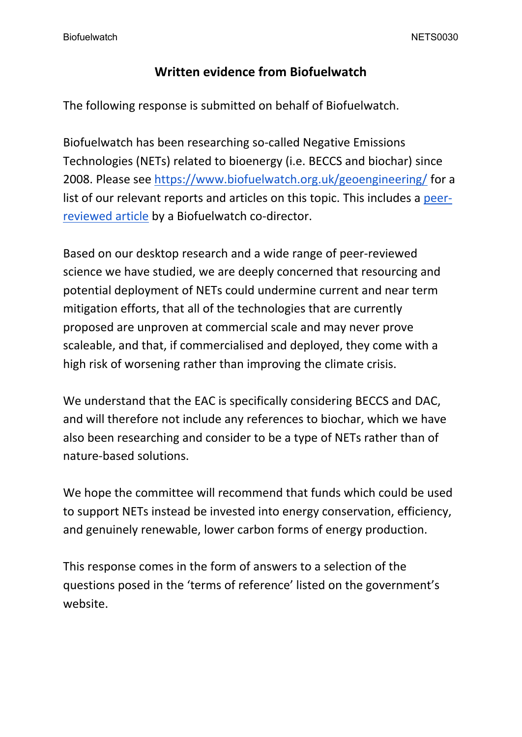# Written evidence from Biofuelwatch

The following response is submitted on behalf of Biofuelwatch.

Biofuelwatch has been researching so-called Negative Emissions Technologies (NETs) related to bioenergy (i.e. BECCS and biochar) since 2008. Please see https://www.biofuelwatch.org.uk/geoengineering/ for a list of our relevant reports and articles on this topic. This includes a peer-reviewed article by a Biofuelwatch co-director.

Based on our desktop research and a wide range of peer-reviewed science we have studied, we are deeply concerned that resourcing and potential deployment of NETs could undermine current and near term mitigation efforts, that all of the technologies that are currently proposed are unproven at commercial scale and may never prove scaleable, and that, if commercialised and deployed, they come with a high risk of worsening rather than improving the climate crisis.

We understand that the EAC is specifically considering BECCS and DAC, and will therefore not include any references to biochar, which we have also been researching and consider to be a type of NETs rather than of nature-based solutions.

We hope the committee will recommend that funds which could be used to support NETs instead be invested into energy conservation, efficiency, and genuinely renewable, lower carbon forms of energy production.

This response comes in the form of answers to a selection of the questions posed in the 'terms of reference' listed on the government's website.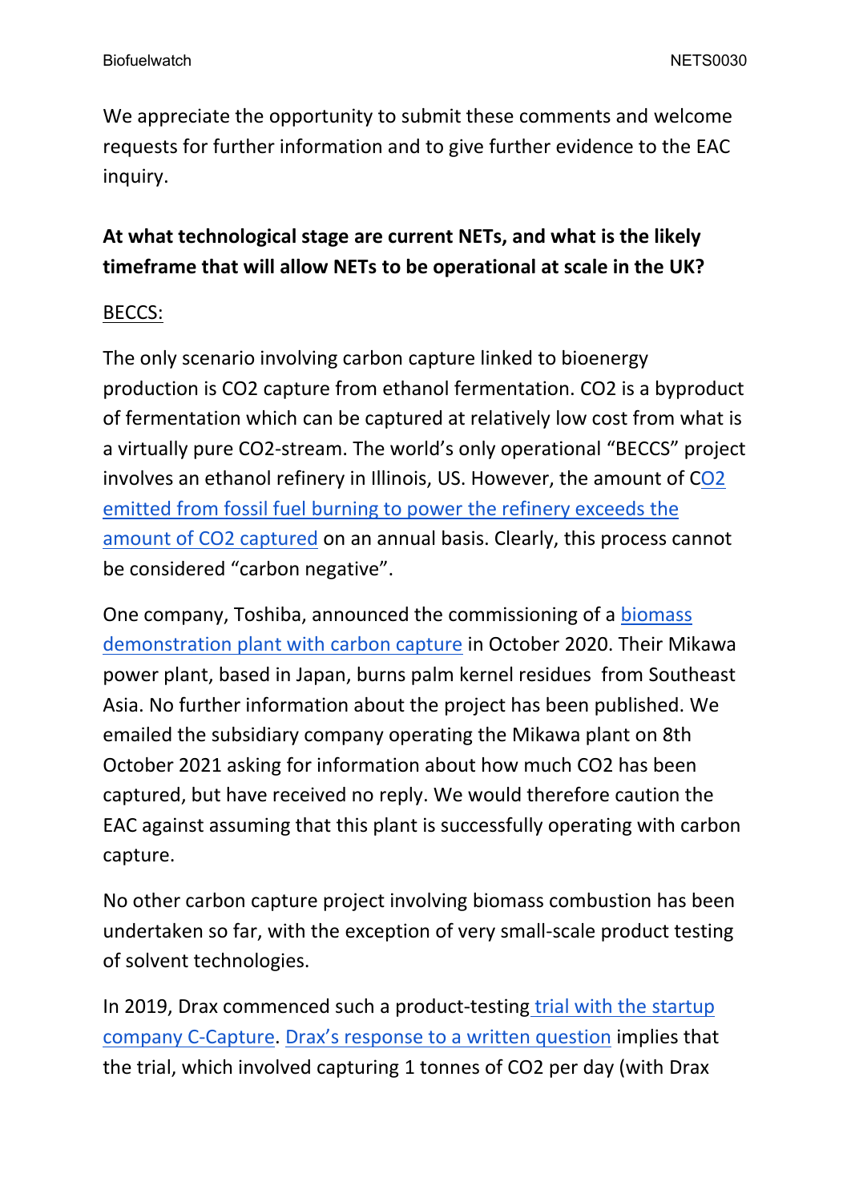We appreciate the opportunity to submit these comments and welcome requests for further information and to give further evidence to the EAC inquiry.

**At what technological stage are current NETs, and what is the likely timeframe that will allow NETs to be operational at scale in the UK?**

BECCS:

The only scenario involving carbon capture linked to bioenergy production is $CO_2$ capture from ethanol fermentation. $CO_2$ is a byproduct of fermentation which can be captured at relatively low cost from what is a virtually pure $CO_2$-stream. The world's only operational "BECCS" project involves an ethanol refinery in Illinois, US. However, the amount of $CO_2$ emitted from fossil fuel burning to power the refinery exceeds the amount of $CO_2$ captured on an annual basis. Clearly, this process cannot be considered "carbon negative".

One company, Toshiba, announced the commissioning of a biomass demonstration plant with carbon capture in October 2020. Their Mikawa power plant, based in Japan, burns palm kernel residues from Southeast Asia. No further information about the project has been published. We emailed the subsidiary company operating the Mikawa plant on 8th October 2021 asking for information about how much $CO_2$ has been captured, but have received no reply. We would therefore caution the EAC against assuming that this plant is successfully operating with carbon capture.

No other carbon capture project involving biomass combustion has been undertaken so far, with the exception of very small-scale product testing of solvent technologies.

In 2019, Drax commenced such a product-testing trial with the startup company C-Capture. Drax's response to a written question implies that the trial, which involved capturing 1 tonnes of $CO_2$ per day (with Drax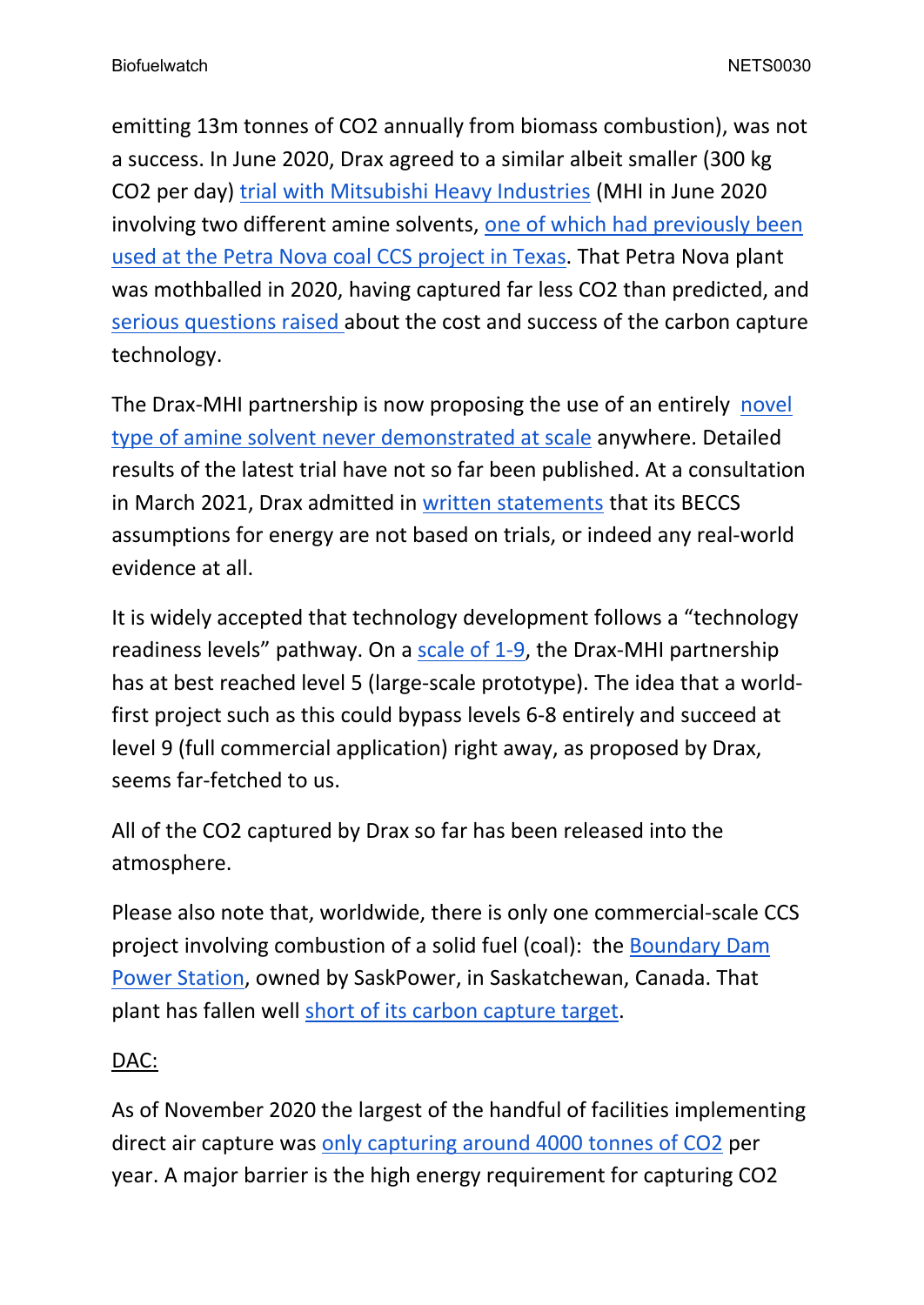emitting 13m tonnes of $CO_2$ annually from biomass combustion), was not a success. In June 2020, Drax agreed to a similar albeit smaller (300 kg $CO_2$ per day) trial with Mitsubishi Heavy Industries (MHI in June 2020 involving two different amine solvents, one of which had previously been used at the Petra Nova coal CCS project in Texas. That Petra Nova plant was mothballed in 2020, having captured far less $CO_2$ than predicted, and serious questions raised about the cost and success of the carbon capture technology.

The Drax-MHI partnership is now proposing the use of an entirely novel type of amine solvent never demonstrated at scale anywhere. Detailed results of the latest trial have not so far been published. At a consultation in March 2021, Drax admitted in written statements that its BECCS assumptions for energy are not based on trials, or indeed any real-world evidence at all.

It is widely accepted that technology development follows a "technology readiness levels" pathway. On a scale of 1-9, the Drax-MHI partnership has at best reached level 5 (large-scale prototype). The idea that a world-first project such as this could bypass levels 6-8 entirely and succeed at level 9 (full commercial application) right away, as proposed by Drax, seems far-fetched to us.

All of the $CO_2$ captured by Drax so far has been released into the atmosphere.

Please also note that, worldwide, there is only one commercial-scale CCS project involving combustion of a solid fuel (coal): the Boundary Dam Power Station, owned by SaskPower, in Saskatchewan, Canada. That plant has fallen well short of its carbon capture target.

DAC:

As of November 2020 the largest of the handful of facilities implementing direct air capture was only capturing around 4000 tonnes of $CO_2$ per year. A major barrier is the high energy requirement for capturing $CO_2$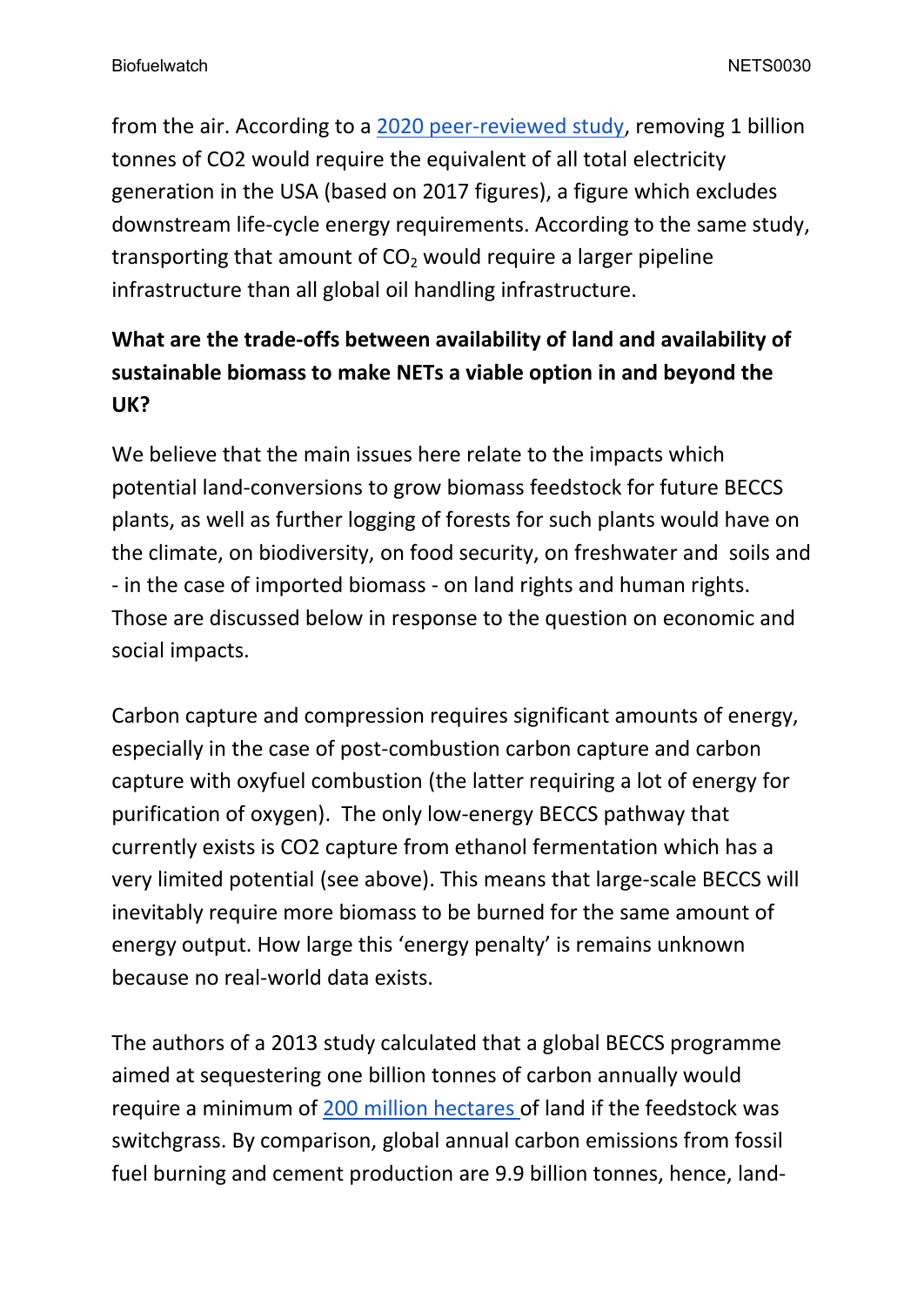from the air. According to a 2020 peer-reviewed study, removing 1 billion tonnes of CO2 would require the equivalent of all total electricity generation in the USA (based on 2017 figures), a figure which excludes downstream life-cycle energy requirements. According to the same study, transporting that amount of $CO_2$ would require a larger pipeline infrastructure than all global oil handling infrastructure.

**What are the trade-offs between availability of land and availability of sustainable biomass to make NETs a viable option in and beyond the UK?**

We believe that the main issues here relate to the impacts which potential land-conversions to grow biomass feedstock for future BECCS plants, as well as further logging of forests for such plants would have on the climate, on biodiversity, on food security, on freshwater and soils and - in the case of imported biomass - on land rights and human rights. Those are discussed below in response to the question on economic and social impacts.

Carbon capture and compression requires significant amounts of energy, especially in the case of post-combustion carbon capture and carbon capture with oxyfuel combustion (the latter requiring a lot of energy for purification of oxygen). The only low-energy BECCS pathway that currently exists is CO2 capture from ethanol fermentation which has a very limited potential (see above). This means that large-scale BECCS will inevitably require more biomass to be burned for the same amount of energy output. How large this 'energy penalty' is remains unknown because no real-world data exists.

The authors of a 2013 study calculated that a global BECCS programme aimed at sequestering one billion tonnes of carbon annually would require a minimum of 200 million hectares of land if the feedstock was switchgrass. By comparison, global annual carbon emissions from fossil fuel burning and cement production are 9.9 billion tonnes, hence, land-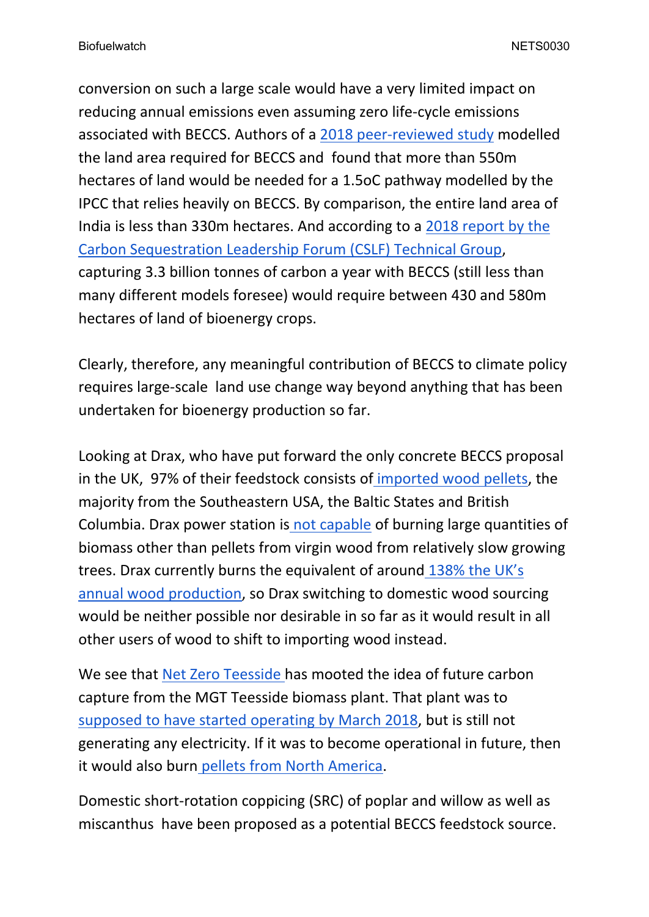conversion on such a large scale would have a very limited impact on reducing annual emissions even assuming zero life-cycle emissions associated with BECCS. Authors of a 2018 peer-reviewed study modelled the land area required for BECCS and found that more than 550m hectares of land would be needed for a 1.5oC pathway modelled by the IPCC that relies heavily on BECCS. By comparison, the entire land area of India is less than 330m hectares. And according to a 2018 report by the Carbon Sequestration Leadership Forum (CSLF) Technical Group, capturing 3.3 billion tonnes of carbon a year with BECCS (still less than many different models foresee) would require between 430 and 580m hectares of land of bioenergy crops.

Clearly, therefore, any meaningful contribution of BECCS to climate policy requires large-scale land use change way beyond anything that has been undertaken for bioenergy production so far.

Looking at Drax, who have put forward the only concrete BECCS proposal in the UK, 97% of their feedstock consists of imported wood pellets, the majority from the Southeastern USA, the Baltic States and British Columbia. Drax power station is not capable of burning large quantities of biomass other than pellets from virgin wood from relatively slow growing trees. Drax currently burns the equivalent of around 138% the UK's annual wood production, so Drax switching to domestic wood sourcing would be neither possible nor desirable in so far as it would result in all other users of wood to shift to importing wood instead.

We see that Net Zero Teesside has mooted the idea of future carbon capture from the MGT Teesside biomass plant. That plant was to supposed to have started operating by March 2018, but is still not generating any electricity. If it was to become operational in future, then it would also burn pellets from North America.

Domestic short-rotation coppicing (SRC) of poplar and willow as well as miscanthus have been proposed as a potential BECCS feedstock source.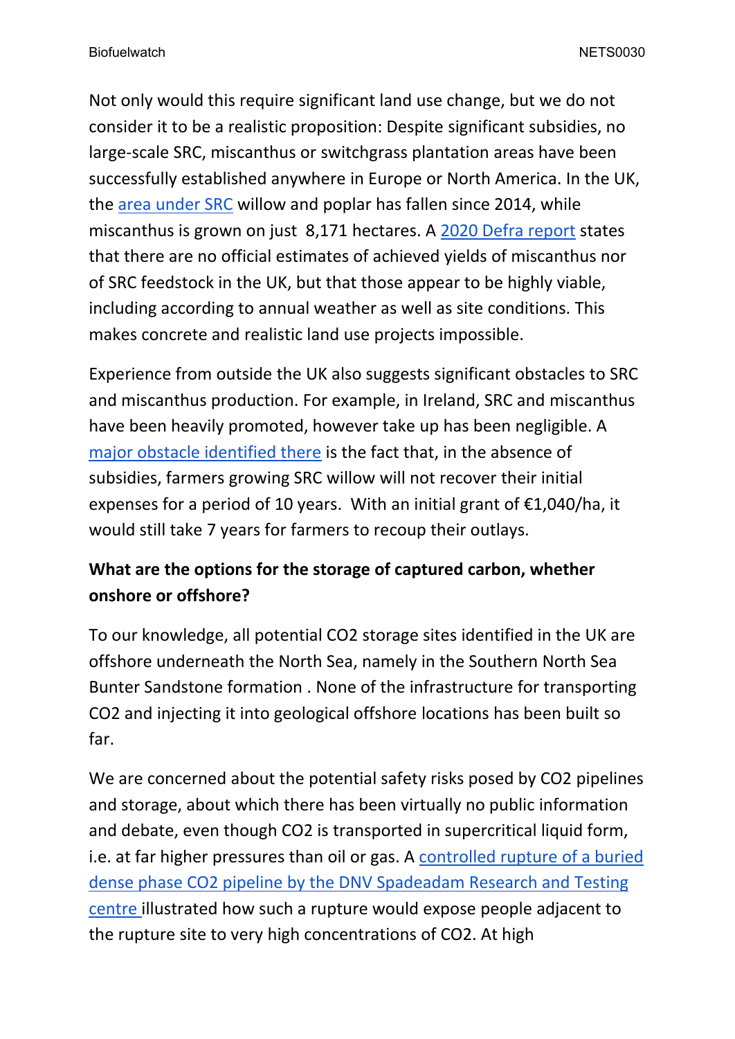Not only would this require significant land use change, but we do not consider it to be a realistic proposition: Despite significant subsidies, no large-scale SRC, miscanthus or switchgrass plantation areas have been successfully established anywhere in Europe or North America. In the UK, the area under SRC willow and poplar has fallen since 2014, while miscanthus is grown on just 8,171 hectares. A 2020 Defra report states that there are no official estimates of achieved yields of miscanthus nor of SRC feedstock in the UK, but that those appear to be highly viable, including according to annual weather as well as site conditions. This makes concrete and realistic land use projects impossible.

Experience from outside the UK also suggests significant obstacles to SRC and miscanthus production. For example, in Ireland, SRC and miscanthus have been heavily promoted, however take up has been negligible. A major obstacle identified there is the fact that, in the absence of subsidies, farmers growing SRC willow will not recover their initial expenses for a period of 10 years. With an initial grant of €1,040/ha, it would still take 7 years for farmers to recoup their outlays.

**What are the options for the storage of captured carbon, whether onshore or offshore?**

To our knowledge, all potential $CO_2$ storage sites identified in the UK are offshore underneath the North Sea, namely in the Southern North Sea Bunter Sandstone formation . None of the infrastructure for transporting $CO_2$ and injecting it into geological offshore locations has been built so far.

We are concerned about the potential safety risks posed by $CO_2$ pipelines and storage, about which there has been virtually no public information and debate, even though $CO_2$ is transported in supercritical liquid form, i.e. at far higher pressures than oil or gas. A controlled rupture of a buried dense phase $CO_2$ pipeline by the DNV Spadeadam Research and Testing centre illustrated how such a rupture would expose people adjacent to the rupture site to very high concentrations of $CO_2$. At high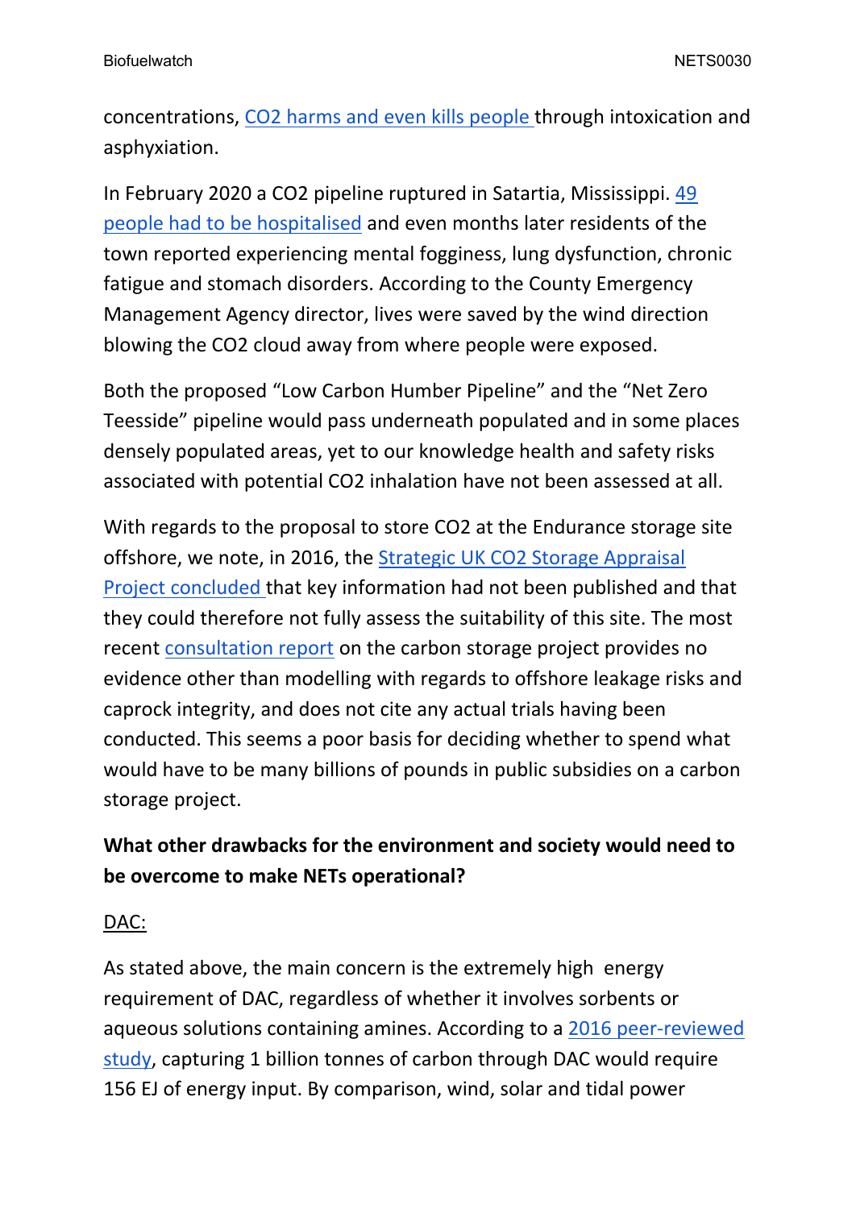concentrations, CO2 harms and even kills people through intoxication and asphyxiation.

In February 2020 a CO2 pipeline ruptured in Satartia, Mississippi. 49 people had to be hospitalised and even months later residents of the town reported experiencing mental fogginess, lung dysfunction, chronic fatigue and stomach disorders. According to the County Emergency Management Agency director, lives were saved by the wind direction blowing the CO2 cloud away from where people were exposed.

Both the proposed "Low Carbon Humber Pipeline" and the "Net Zero Teesside" pipeline would pass underneath populated and in some places densely populated areas, yet to our knowledge health and safety risks associated with potential CO2 inhalation have not been assessed at all.

With regards to the proposal to store CO2 at the Endurance storage site offshore, we note, in 2016, the Strategic UK CO2 Storage Appraisal Project concluded that key information had not been published and that they could therefore not fully assess the suitability of this site. The most recent consultation report on the carbon storage project provides no evidence other than modelling with regards to offshore leakage risks and caprock integrity, and does not cite any actual trials having been conducted. This seems a poor basis for deciding whether to spend what would have to be many billions of pounds in public subsidies on a carbon storage project.

**What other drawbacks for the environment and society would need to be overcome to make NETs operational?**

<u>DAC:</u>

As stated above, the main concern is the extremely high energy requirement of DAC, regardless of whether it involves sorbents or aqueous solutions containing amines. According to a 2016 peer-reviewed study, capturing 1 billion tonnes of carbon through DAC would require 156 EJ of energy input. By comparison, wind, solar and tidal power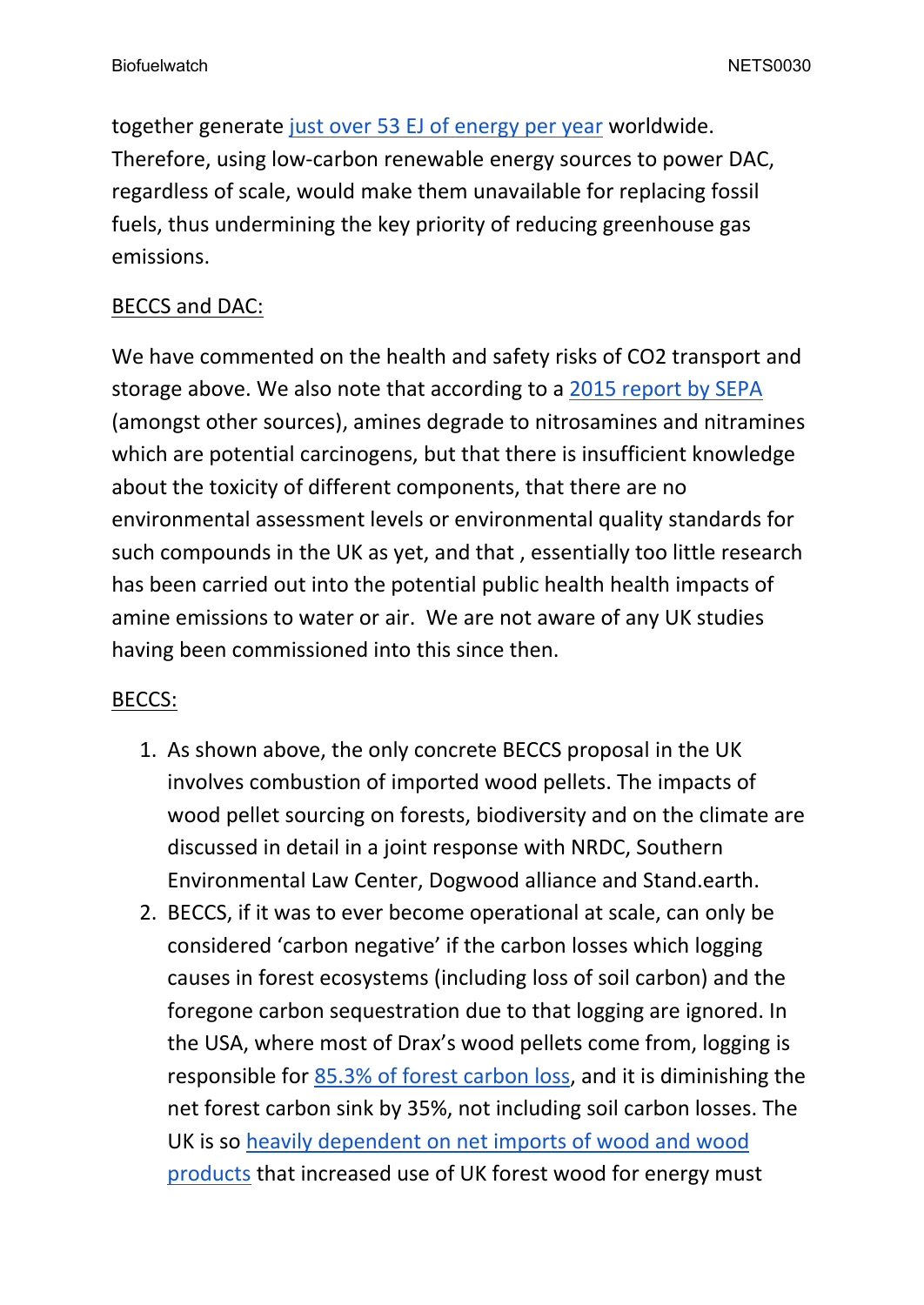together generate [just over 53 EJ of energy per year](#) worldwide. Therefore, using low-carbon renewable energy sources to power DAC, regardless of scale, would make them unavailable for replacing fossil fuels, thus undermining the key priority of reducing greenhouse gas emissions.

BECCS and DAC:

We have commented on the health and safety risks of CO2 transport and storage above. We also note that according to a 2015 report by SEPA (amongst other sources), amines degrade to nitrosamines and nitramines which are potential carcinogens, but that there is insufficient knowledge about the toxicity of different components, that there are no environmental assessment levels or environmental quality standards for such compounds in the UK as yet, and that , essentially too little research has been carried out into the potential public health health impacts of amine emissions to water or air.  We are not aware of any UK studies having been commissioned into this since then.

BECCS:

1. As shown above, the only concrete BECCS proposal in the UK involves combustion of imported wood pellets. The impacts of wood pellet sourcing on forests, biodiversity and on the climate are discussed in detail in a joint response with NRDC, Southern Environmental Law Center, Dogwood alliance and Stand.earth.
2. BECCS, if it was to ever become operational at scale, can only be considered 'carbon negative' if the carbon losses which logging causes in forest ecosystems (including loss of soil carbon) and the foregone carbon sequestration due to that logging are ignored. In the USA, where most of Drax's wood pellets come from, logging is responsible for 85.3% of forest carbon loss, and it is diminishing the net forest carbon sink by 35%, not including soil carbon losses. The UK is so heavily dependent on net imports of wood and wood products that increased use of UK forest wood for energy must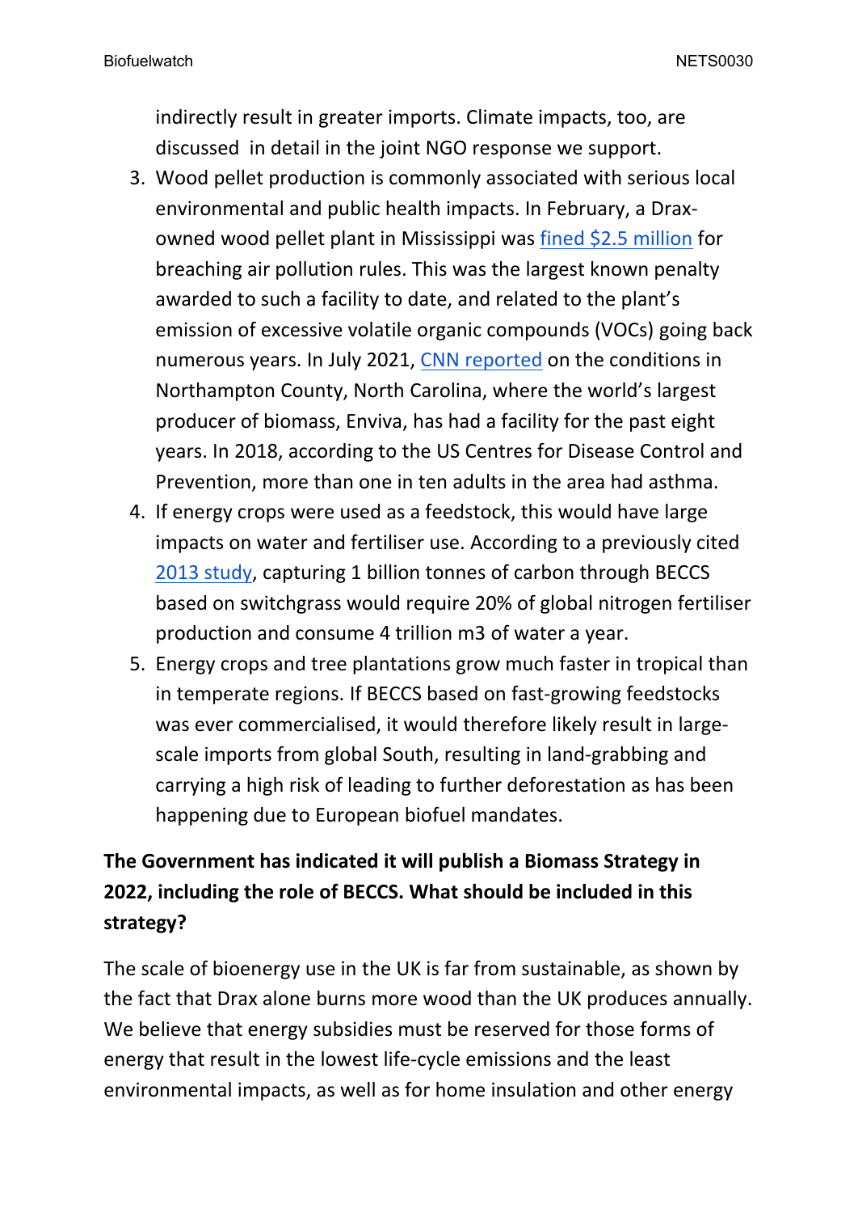indirectly result in greater imports. Climate impacts, too, are discussed in detail in the joint NGO response we support.

3. Wood pellet production is commonly associated with serious local environmental and public health impacts. In February, a Drax-owned wood pellet plant in Mississippi was fined $2.5 million for breaching air pollution rules. This was the largest known penalty awarded to such a facility to date, and related to the plant's emission of excessive volatile organic compounds (VOCs) going back numerous years. In July 2021, CNN reported on the conditions in Northampton County, North Carolina, where the world's largest producer of biomass, Enviva, has had a facility for the past eight years. In 2018, according to the US Centres for Disease Control and Prevention, more than one in ten adults in the area had asthma.
4. If energy crops were used as a feedstock, this would have large impacts on water and fertiliser use. According to a previously cited 2013 study, capturing 1 billion tonnes of carbon through BECCS based on switchgrass would require 20% of global nitrogen fertiliser production and consume 4 trillion m3 of water a year.
5. Energy crops and tree plantations grow much faster in tropical than in temperate regions. If BECCS based on fast-growing feedstocks was ever commercialised, it would therefore likely result in large-scale imports from global South, resulting in land-grabbing and carrying a high risk of leading to further deforestation as has been happening due to European biofuel mandates.

**The Government has indicated it will publish a Biomass Strategy in 2022, including the role of BECCS. What should be included in this strategy?**

The scale of bioenergy use in the UK is far from sustainable, as shown by the fact that Drax alone burns more wood than the UK produces annually. We believe that energy subsidies must be reserved for those forms of energy that result in the lowest life-cycle emissions and the least environmental impacts, as well as for home insulation and other energy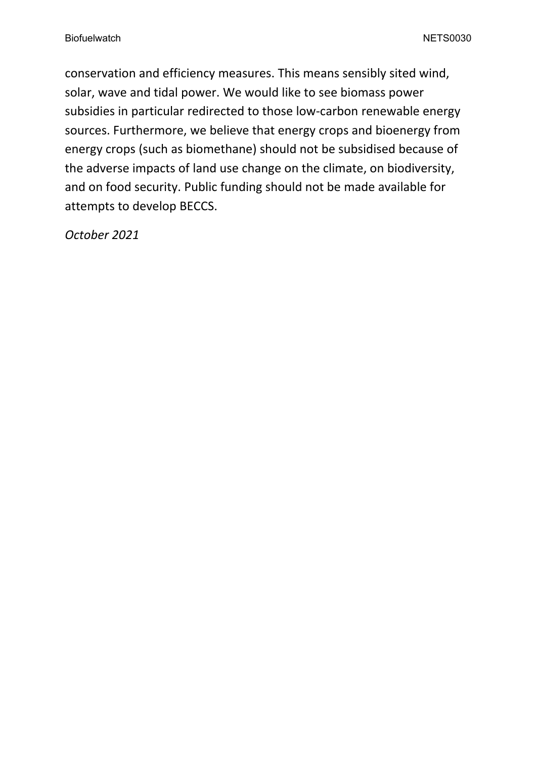conservation and efficiency measures. This means sensibly sited wind, solar, wave and tidal power. We would like to see biomass power subsidies in particular redirected to those low-carbon renewable energy sources. Furthermore, we believe that energy crops and bioenergy from energy crops (such as biomethane) should not be subsidised because of the adverse impacts of land use change on the climate, on biodiversity, and on food security. Public funding should not be made available for attempts to develop BECCS.

*October 2021*